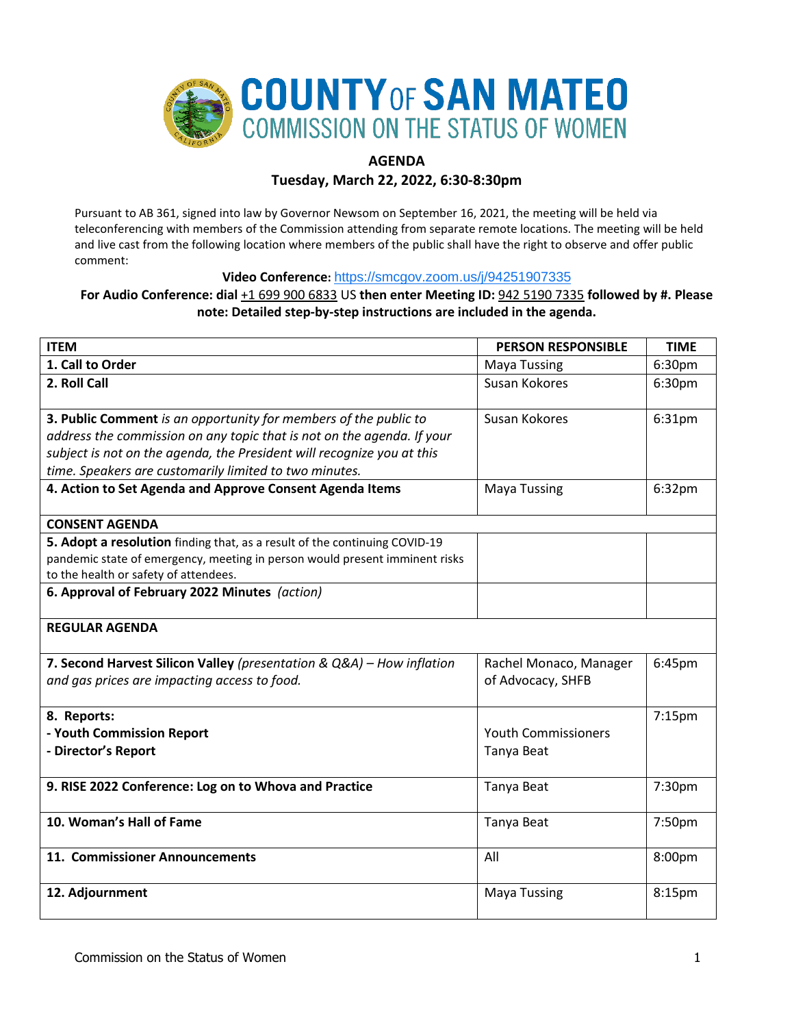# COUNTY OF SAN MATEO
## COMMISSION ON THE STATUS OF WOMEN

**AGENDA**

**Tuesday, March 22, 2022, 6:30-8:30pm**

Pursuant to AB 361, signed into law by Governor Newsom on September 16, 2021, the meeting will be held via teleconferencing with members of the Commission attending from separate remote locations. The meeting will be held and live cast from the following location where members of the public shall have the right to observe and offer public comment:

**Video Conference:** https://smcgov.zoom.us/j/94251907335

**For Audio Conference: dial** +1 699 900 6833 US **then enter Meeting ID:** 942 5190 7335 **followed by #. Please note: Detailed step-by-step instructions are included in the agenda.**

| ITEM | PERSON RESPONSIBLE | TIME |
|---|---|---|
| **1. Call to Order** | Maya Tussing | 6:30pm |
| **2. Roll Call** | Susan Kokores | 6:30pm |
| **3. Public Comment** *is an opportunity for members of the public to address the commission on any topic that is not on the agenda. If your subject is not on the agenda, the President will recognize you at this time. Speakers are customarily limited to two minutes.* | Susan Kokores | 6:31pm |
| **4. Action to Set Agenda and Approve Consent Agenda Items** | Maya Tussing | 6:32pm |
| **CONSENT AGENDA** | | |
| **5. Adopt a resolution** finding that, as a result of the continuing COVID-19 pandemic state of emergency, meeting in person would present imminent risks to the health or safety of attendees. | | |
| **6. Approval of February 2022 Minutes** *(action)* | | |
| **REGULAR AGENDA** | | |
| **7. Second Harvest Silicon Valley** *(presentation & Q&A) – How inflation and gas prices are impacting access to food.* | Rachel Monaco, Manager of Advocacy, SHFB | 6:45pm |
| **8. Reports:**<br>**- Youth Commission Report**<br>**- Director's Report** | <br>Youth Commissioners<br>Tanya Beat | 7:15pm |
| **9. RISE 2022 Conference: Log on to Whova and Practice** | Tanya Beat | 7:30pm |
| **10. Woman's Hall of Fame** | Tanya Beat | 7:50pm |
| **11. Commissioner Announcements** | All | 8:00pm |
| **12. Adjournment** | Maya Tussing | 8:15pm |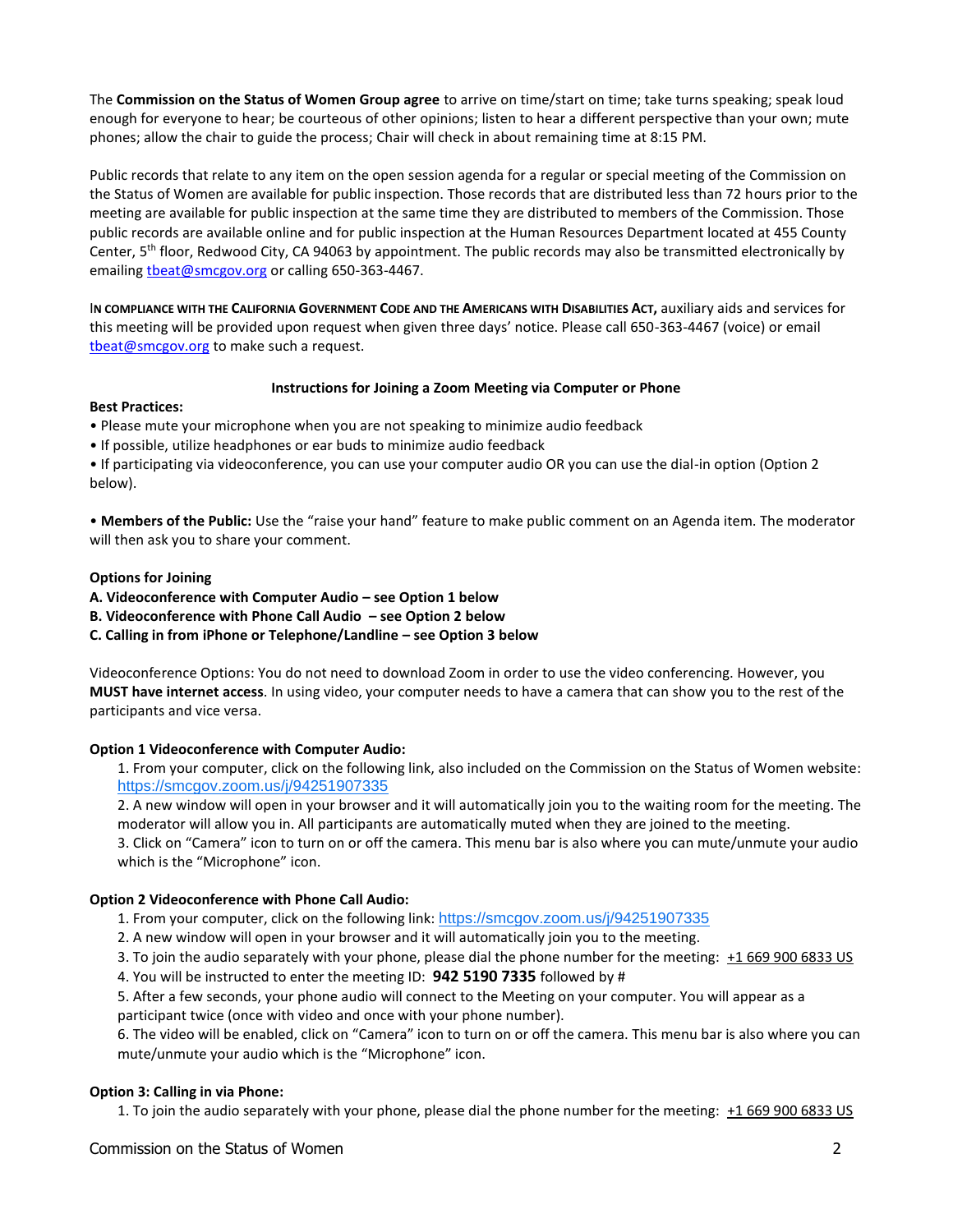The **Commission on the Status of Women Group agree** to arrive on time/start on time; take turns speaking; speak loud enough for everyone to hear; be courteous of other opinions; listen to hear a different perspective than your own; mute phones; allow the chair to guide the process; Chair will check in about remaining time at 8:15 PM.

Public records that relate to any item on the open session agenda for a regular or special meeting of the Commission on the Status of Women are available for public inspection. Those records that are distributed less than 72 hours prior to the meeting are available for public inspection at the same time they are distributed to members of the Commission. Those public records are available online and for public inspection at the Human Resources Department located at 455 County Center, 5th floor, Redwood City, CA 94063 by appointment. The public records may also be transmitted electronically by emailing tbeat@smcgov.org or calling 650-363-4467.

**IN COMPLIANCE WITH THE CALIFORNIA GOVERNMENT CODE AND THE AMERICANS WITH DISABILITIES ACT,** auxiliary aids and services for this meeting will be provided upon request when given three days' notice. Please call 650-363-4467 (voice) or email tbeat@smcgov.org to make such a request.

### Instructions for Joining a Zoom Meeting via Computer or Phone

**Best Practices:**

- Please mute your microphone when you are not speaking to minimize audio feedback
- If possible, utilize headphones or ear buds to minimize audio feedback
- If participating via videoconference, you can use your computer audio OR you can use the dial-in option (Option 2 below).

- **Members of the Public:** Use the "raise your hand" feature to make public comment on an Agenda item. The moderator will then ask you to share your comment.

**Options for Joining**

**A. Videoconference with Computer Audio – see Option 1 below**
**B. Videoconference with Phone Call Audio – see Option 2 below**
**C. Calling in from iPhone or Telephone/Landline – see Option 3 below**

Videoconference Options: You do not need to download Zoom in order to use the video conferencing. However, you **MUST have internet access**. In using video, your computer needs to have a camera that can show you to the rest of the participants and vice versa.

**Option 1 Videoconference with Computer Audio:**

1. From your computer, click on the following link, also included on the Commission on the Status of Women website: https://smcgov.zoom.us/j/94251907335
2. A new window will open in your browser and it will automatically join you to the waiting room for the meeting. The moderator will allow you in. All participants are automatically muted when they are joined to the meeting.
3. Click on "Camera" icon to turn on or off the camera. This menu bar is also where you can mute/unmute your audio which is the "Microphone" icon.

**Option 2 Videoconference with Phone Call Audio:**

1. From your computer, click on the following link: https://smcgov.zoom.us/j/94251907335
2. A new window will open in your browser and it will automatically join you to the meeting.
3. To join the audio separately with your phone, please dial the phone number for the meeting: +1 669 900 6833 US
4. You will be instructed to enter the meeting ID: **942 5190 7335** followed by #
5. After a few seconds, your phone audio will connect to the Meeting on your computer. You will appear as a participant twice (once with video and once with your phone number).
6. The video will be enabled, click on "Camera" icon to turn on or off the camera. This menu bar is also where you can mute/unmute your audio which is the "Microphone" icon.

**Option 3: Calling in via Phone:**

1. To join the audio separately with your phone, please dial the phone number for the meeting: +1 669 900 6833 US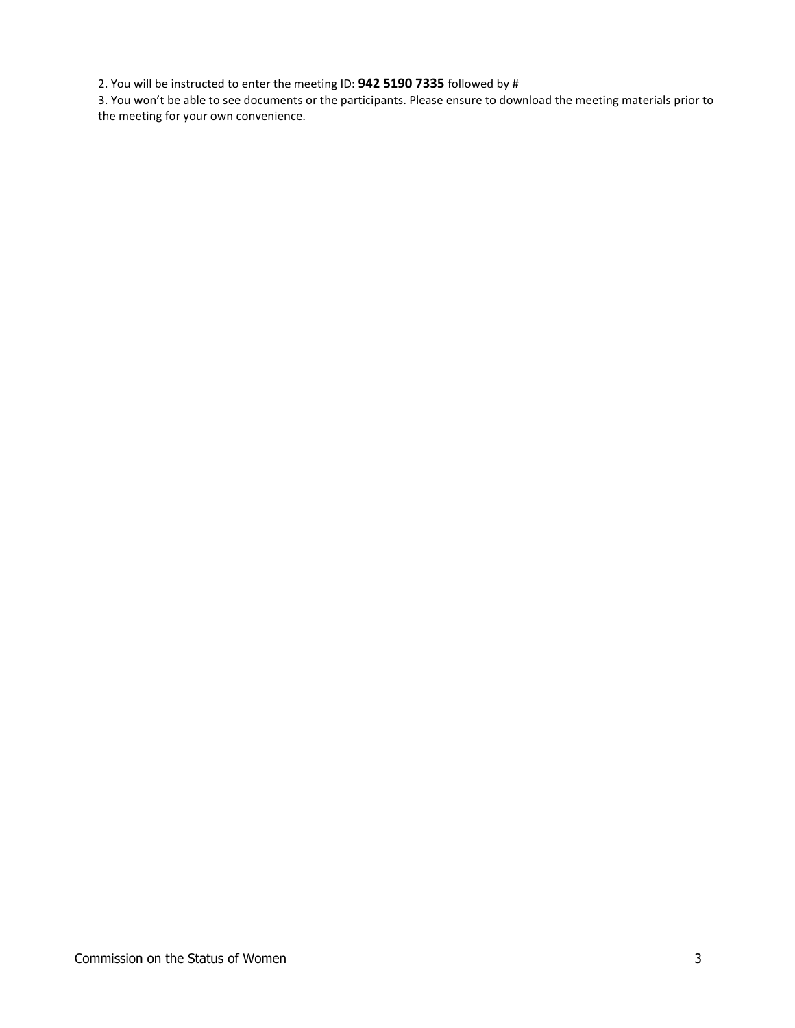2. You will be instructed to enter the meeting ID: **942 5190 7335** followed by #
3. You won't be able to see documents or the participants. Please ensure to download the meeting materials prior to the meeting for your own convenience.